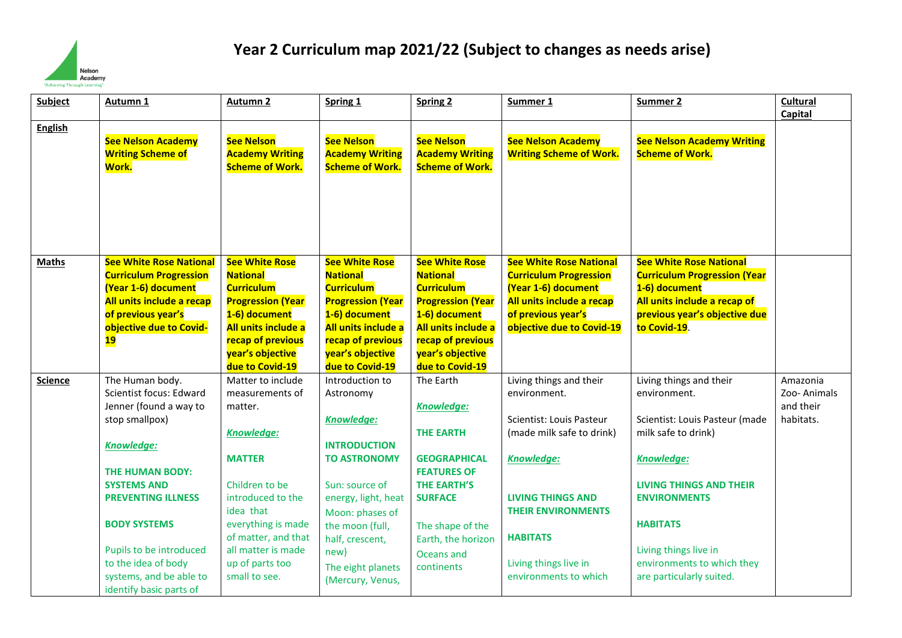# Year 2 Curriculum map 2021/22 (Subject to changes as needs arise)

| **Subject** | **Autumn 1** | **Autumn 2** | **Spring 1** | **Spring 2** | **Summer 1** | **Summer 2** | **Cultural Capital** |
|---|---|---|---|---|---|---|---|
| **English** | **See Nelson Academy Writing Scheme of Work.** | **See Nelson Academy Writing Scheme of Work.** | **See Nelson Academy Writing Scheme of Work.** | **See Nelson Academy Writing Scheme of Work.** | **See Nelson Academy Writing Scheme of Work.** | **See Nelson Academy Writing Scheme of Work.** | |
| **Maths** | **See White Rose National Curriculum Progression (Year 1-6) document All units include a recap of previous year's objective due to Covid-19** | **See White Rose National Curriculum Progression (Year 1-6) document All units include a recap of previous year's objective due to Covid-19** | **See White Rose National Curriculum Progression (Year 1-6) document All units include a recap of previous year's objective due to Covid-19** | **See White Rose National Curriculum Progression (Year 1-6) document All units include a recap of previous year's objective due to Covid-19** | **See White Rose National Curriculum Progression (Year 1-6) document All units include a recap of previous year's objective due to Covid-19** | **See White Rose National Curriculum Progression (Year 1-6) document All units include a recap of previous year's objective due to Covid-19**. | |
| **Science** | The Human body. Scientist focus: Edward Jenner (found a way to stop smallpox)<br><br>***Knowledge:***<br><br>**THE HUMAN BODY: SYSTEMS AND PREVENTING ILLNESS**<br><br>**BODY SYSTEMS**<br><br>Pupils to be introduced to the idea of body systems, and be able to identify basic parts of | Matter to include measurements of matter.<br><br>***Knowledge:***<br><br>**MATTER**<br><br>Children to be introduced to the idea that everything is made of matter, and that all matter is made up of parts too small to see. | Introduction to Astronomy<br><br>***Knowledge:***<br><br>**INTRODUCTION TO ASTRONOMY**<br><br>Sun: source of energy, light, heat<br>Moon: phases of the moon (full, half, crescent, new)<br>The eight planets (Mercury, Venus, | The Earth<br><br>***Knowledge:***<br><br>**THE EARTH**<br><br>**GEOGRAPHICAL FEATURES OF THE EARTH'S SURFACE**<br><br>The shape of the Earth, the horizon<br>Oceans and continents | Living things and their environment.<br><br>Scientist: Louis Pasteur (made milk safe to drink)<br><br>***Knowledge:***<br><br>**LIVING THINGS AND THEIR ENVIRONMENTS**<br><br>**HABITATS**<br><br>Living things live in environments to which | Living things and their environment.<br><br>Scientist: Louis Pasteur (made milk safe to drink)<br><br>***Knowledge:***<br><br>**LIVING THINGS AND THEIR ENVIRONMENTS**<br><br>**HABITATS**<br><br>Living things live in environments to which they are particularly suited. | Amazonia Zoo- Animals and their habitats. |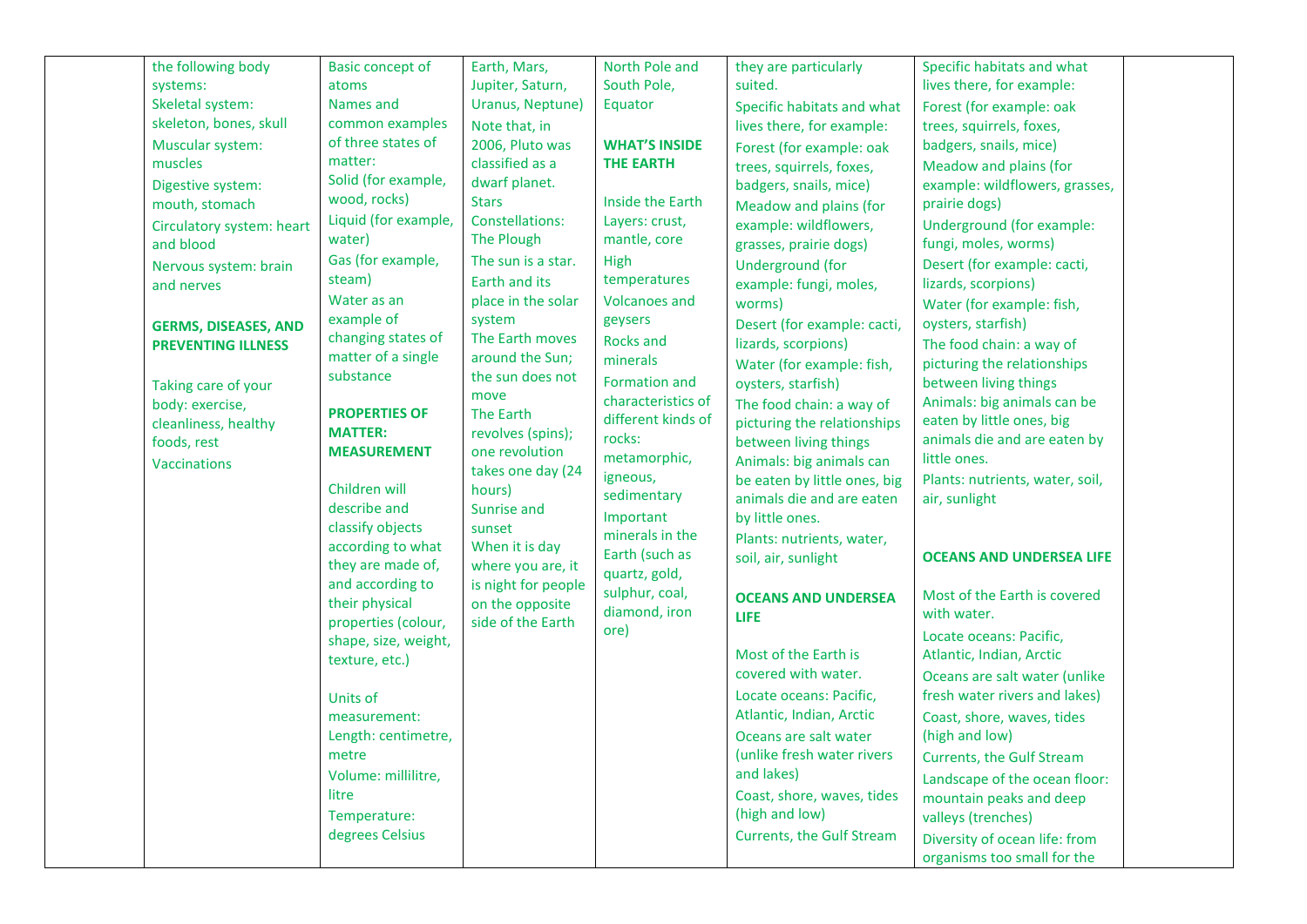| | | | | | | | |
|---|---|---|---|---|---|---|---|
| | the following body systems:<br>Skeletal system: skeleton, bones, skull<br>Muscular system: muscles<br>Digestive system: mouth, stomach<br>Circulatory system: heart and blood<br>Nervous system: brain and nerves<br><br>**GERMS, DISEASES, AND PREVENTING ILLNESS**<br><br>Taking care of your body: exercise, cleanliness, healthy foods, rest<br>Vaccinations | Basic concept of atoms<br>Names and common examples of three states of matter:<br>Solid (for example, wood, rocks)<br>Liquid (for example, water)<br>Gas (for example, steam)<br>Water as an example of changing states of matter of a single substance<br><br>**PROPERTIES OF MATTER: MEASUREMENT**<br><br>Children will describe and classify objects according to what they are made of, and according to their physical properties (colour, shape, size, weight, texture, etc.)<br><br>Units of measurement:<br>Length: centimetre, metre<br>Volume: millilitre, litre<br>Temperature: degrees Celsius | Earth, Mars, Jupiter, Saturn, Uranus, Neptune)<br>Note that, in 2006, Pluto was classified as a dwarf planet.<br>Stars<br>Constellations: The Plough<br>The sun is a star.<br>Earth and its place in the solar system<br>The Earth moves around the Sun; the sun does not move<br>The Earth revolves (spins); one revolution takes one day (24 hours)<br>Sunrise and sunset<br>When it is day where you are, it is night for people on the opposite side of the Earth | North Pole and South Pole, Equator<br><br>**WHAT'S INSIDE THE EARTH**<br><br>Inside the Earth<br>Layers: crust, mantle, core<br>High temperatures<br>Volcanoes and geysers<br>Rocks and minerals<br>Formation and characteristics of different kinds of rocks: metamorphic, igneous, sedimentary<br>Important minerals in the Earth (such as quartz, gold, sulphur, coal, diamond, iron ore) | they are particularly suited.<br>Specific habitats and what lives there, for example:<br>Forest (for example: oak trees, squirrels, foxes, badgers, snails, mice)<br>Meadow and plains (for example: wildflowers, grasses, prairie dogs)<br>Underground (for example: fungi, moles, worms)<br>Desert (for example: cacti, lizards, scorpions)<br>Water (for example: fish, oysters, starfish)<br>The food chain: a way of picturing the relationships between living things<br>Animals: big animals can be eaten by little ones, big animals die and are eaten by little ones.<br>Plants: nutrients, water, soil, air, sunlight<br><br>**OCEANS AND UNDERSEA LIFE**<br><br>Most of the Earth is covered with water.<br>Locate oceans: Pacific, Atlantic, Indian, Arctic<br>Oceans are salt water (unlike fresh water rivers and lakes)<br>Coast, shore, waves, tides (high and low)<br>Currents, the Gulf Stream | Specific habitats and what lives there, for example:<br>Forest (for example: oak trees, squirrels, foxes, badgers, snails, mice)<br>Meadow and plains (for example: wildflowers, grasses, prairie dogs)<br>Underground (for example: fungi, moles, worms)<br>Desert (for example: cacti, lizards, scorpions)<br>Water (for example: fish, oysters, starfish)<br>The food chain: a way of picturing the relationships between living things<br>Animals: big animals can be eaten by little ones, big animals die and are eaten by little ones.<br>Plants: nutrients, water, soil, air, sunlight<br><br>**OCEANS AND UNDERSEA LIFE**<br><br>Most of the Earth is covered with water.<br>Locate oceans: Pacific, Atlantic, Indian, Arctic<br>Oceans are salt water (unlike fresh water rivers and lakes)<br>Coast, shore, waves, tides (high and low)<br>Currents, the Gulf Stream<br>Landscape of the ocean floor: mountain peaks and deep valleys (trenches)<br>Diversity of ocean life: from organisms too small for the | |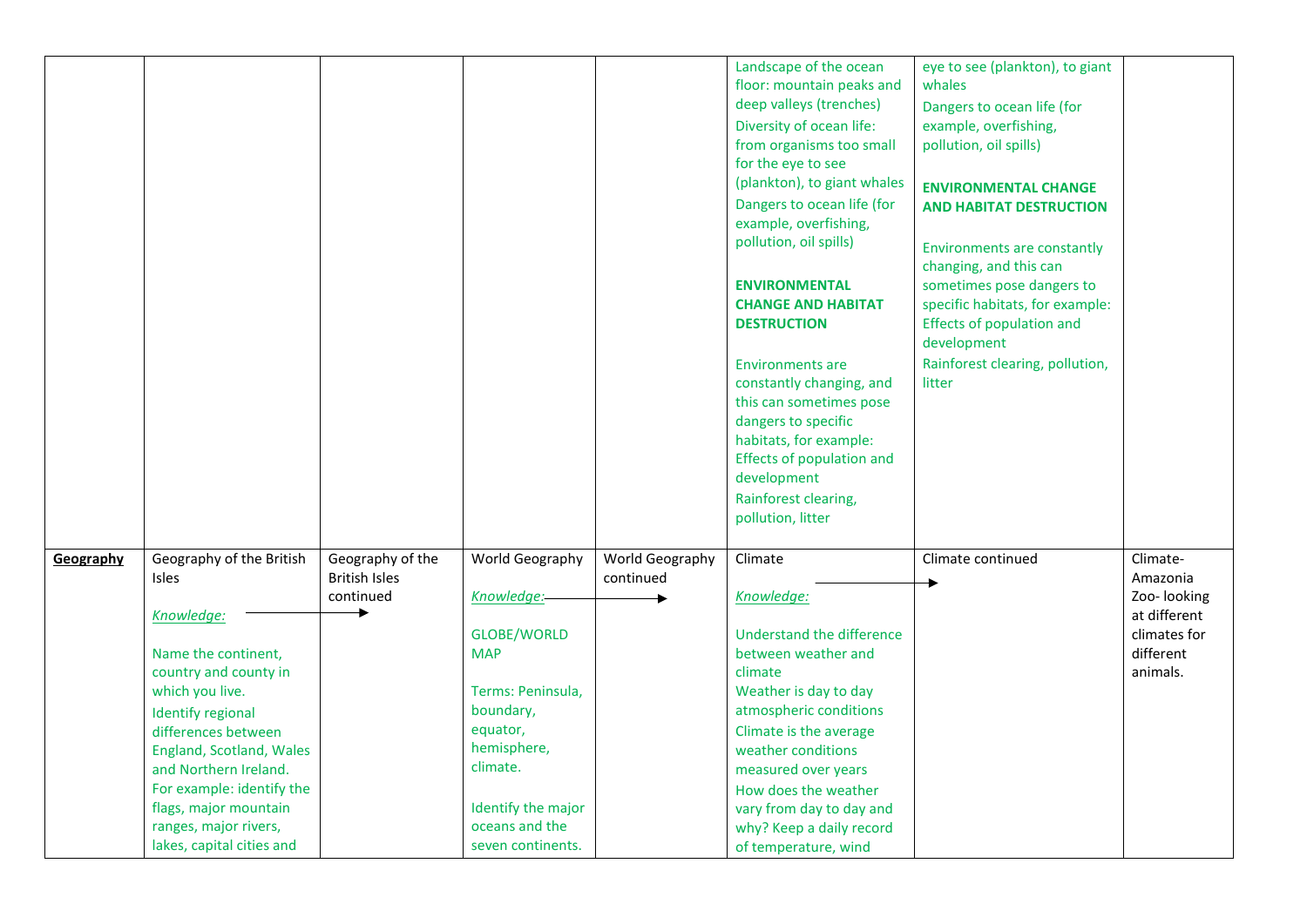| | | | | | | | |
|---|---|---|---|---|---|---|---|
| | | | | | Landscape of the ocean floor: mountain peaks and deep valleys (trenches)<br>Diversity of ocean life: from organisms too small for the eye to see (plankton), to giant whales<br>Dangers to ocean life (for example, overfishing, pollution, oil spills)<br><br>**ENVIRONMENTAL CHANGE AND HABITAT DESTRUCTION**<br><br>Environments are constantly changing, and this can sometimes pose dangers to specific habitats, for example: Effects of population and development<br>Rainforest clearing, pollution, litter | eye to see (plankton), to giant whales<br>Dangers to ocean life (for example, overfishing, pollution, oil spills)<br><br>**ENVIRONMENTAL CHANGE AND HABITAT DESTRUCTION**<br><br>Environments are constantly changing, and this can sometimes pose dangers to specific habitats, for example: Effects of population and development<br>Rainforest clearing, pollution, litter | |
| **<u>Geography</u>** | Geography of the British Isles<br><br>*<u>Knowledge:</u>* →<br><br>Name the continent, country and county in which you live.<br>Identify regional differences between England, Scotland, Wales and Northern Ireland. For example: identify the flags, major mountain ranges, major rivers, lakes, capital cities and | Geography of the British Isles continued | World Geography<br><br>*<u>Knowledge:</u>* →<br><br>GLOBE/WORLD MAP<br><br>Terms: Peninsula, boundary, equator, hemisphere, climate.<br><br>Identify the major oceans and the seven continents. | World Geography continued | Climate<br><br>*<u>Knowledge:</u>* →<br><br>Understand the difference between weather and climate<br>Weather is day to day atmospheric conditions<br>Climate is the average weather conditions measured over years<br>How does the weather vary from day to day and why? Keep a daily record of temperature, wind | Climate continued | Climate- Amazonia Zoo- looking at different climates for different animals. |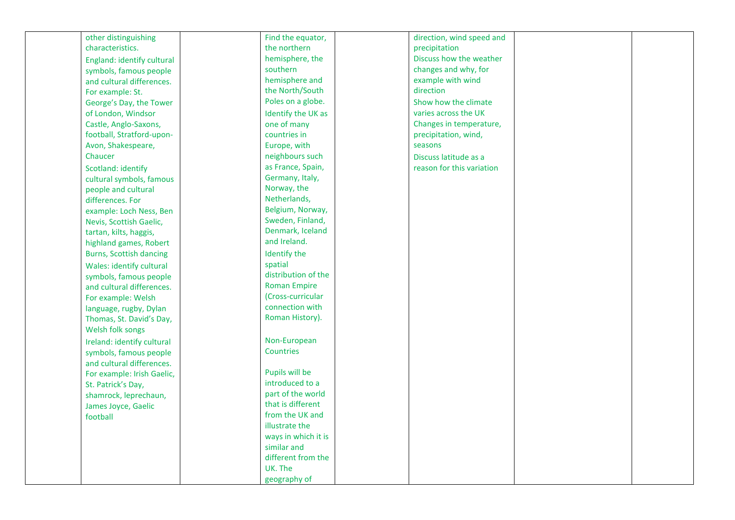|  |  |  |  |  |  |  |  |
|---|---|---|---|---|---|---|---|
|  | other distinguishing characteristics.<br>England: identify cultural symbols, famous people and cultural differences. For example: St. George's Day, the Tower of London, Windsor Castle, Anglo-Saxons, football, Stratford-upon-Avon, Shakespeare, Chaucer<br>Scotland: identify cultural symbols, famous people and cultural differences. For example: Loch Ness, Ben Nevis, Scottish Gaelic, tartan, kilts, haggis, highland games, Robert Burns, Scottish dancing<br>Wales: identify cultural symbols, famous people and cultural differences. For example: Welsh language, rugby, Dylan Thomas, St. David's Day, Welsh folk songs<br>Ireland: identify cultural symbols, famous people and cultural differences. For example: Irish Gaelic, St. Patrick's Day, shamrock, leprechaun, James Joyce, Gaelic football |  | Find the equator, the northern hemisphere, the southern hemisphere and the North/South Poles on a globe.<br>Identify the UK as one of many countries in Europe, with neighbours such as France, Spain, Germany, Italy, Norway, the Netherlands, Belgium, Norway, Sweden, Finland, Denmark, Iceland and Ireland.<br>Identify the spatial distribution of the Roman Empire (Cross-curricular connection with Roman History).<br><br>Non-European Countries<br><br>Pupils will be introduced to a part of the world that is different from the UK and illustrate the ways in which it is similar and different from the UK. The geography of |  | direction, wind speed and precipitation<br>Discuss how the weather changes and why, for example with wind direction<br>Show how the climate varies across the UK Changes in temperature, precipitation, wind, seasons<br>Discuss latitude as a reason for this variation |  |  |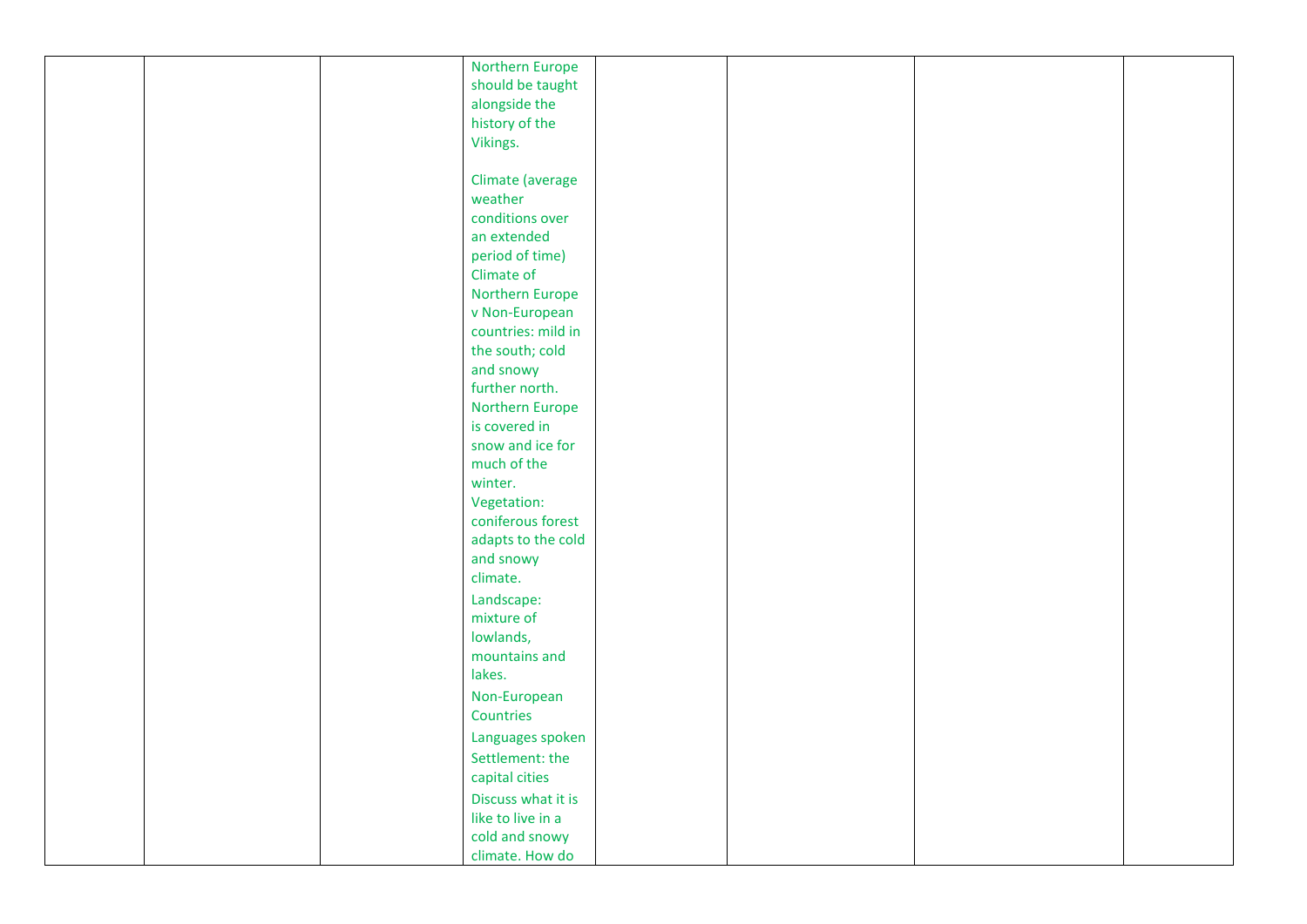|  |  |  | Northern Europe should be taught alongside the history of the Vikings.<br><br>Climate (average weather conditions over an extended period of time)<br>Climate of Northern Europe v Non-European countries: mild in the south; cold and snowy further north. Northern Europe is covered in snow and ice for much of the winter.<br>Vegetation: coniferous forest adapts to the cold and snowy climate.<br>Landscape: mixture of lowlands, mountains and lakes.<br>Non-European Countries<br>Languages spoken<br>Settlement: the capital cities<br>Discuss what it is like to live in a cold and snowy climate. How do |  |  |  |  |
|---|---|---|---|---|---|---|---|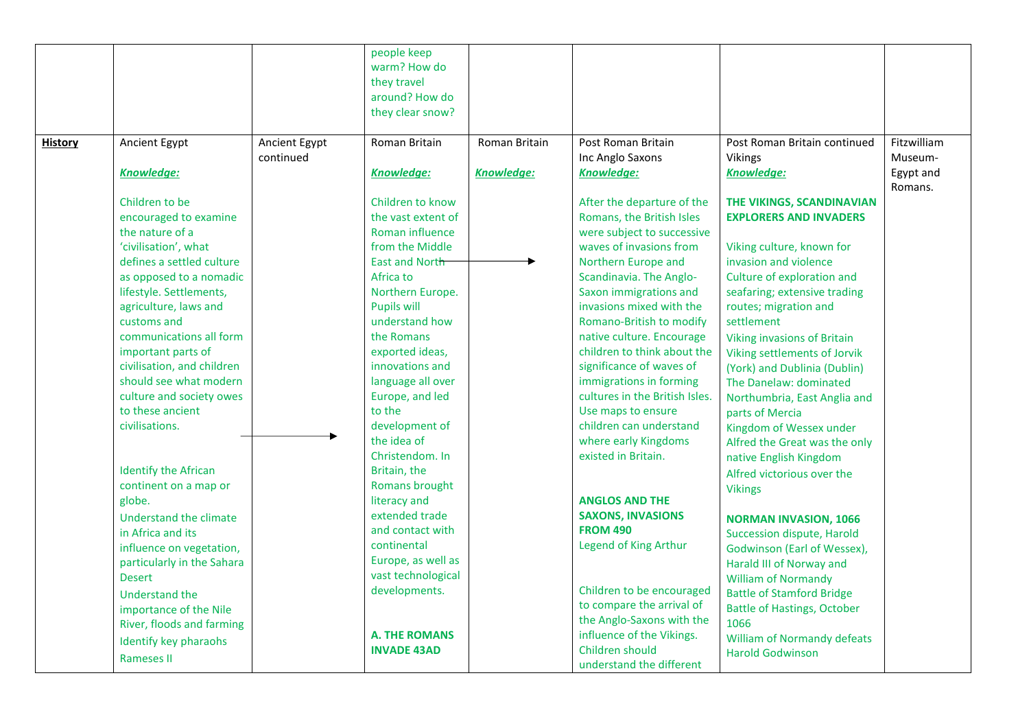| | | | | | | | |
|---|---|---|---|---|---|---|---|
| | | | people keep warm? How do they travel around? How do they clear snow? | | | | |
| **History** | Ancient Egypt<br><br>***Knowledge:***<br><br>Children to be encouraged to examine the nature of a 'civilisation', what defines a settled culture as opposed to a nomadic lifestyle. Settlements, agriculture, laws and customs and communications all form important parts of civilisation, and children should see what modern culture and society owes to these ancient civilisations.<br><br>Identify the African continent on a map or globe.<br>Understand the climate in Africa and its influence on vegetation, particularly in the Sahara Desert<br>Understand the importance of the Nile River, floods and farming<br>Identify key pharaohs<br>Rameses II | Ancient Egypt continued<br><br>→ | Roman Britain<br><br>***Knowledge:***<br><br>Children to know the vast extent of Roman influence from the Middle East and North Africa to Northern Europe. Pupils will understand how the Romans exported ideas, innovations and language all over Europe, and led to the development of the idea of Christendom. In Britain, the Romans brought literacy and extended trade and contact with continental Europe, as well as vast technological developments.<br><br>**A. THE ROMANS INVADE 43AD** | Roman Britain<br><br>***Knowledge:***<br><br>→ | Post Roman Britain<br>Inc Anglo Saxons<br>***Knowledge:***<br><br>After the departure of the Romans, the British Isles were subject to successive waves of invasions from Northern Europe and Scandinavia. The Anglo-Saxon immigrations and invasions mixed with the Romano-British to modify native culture. Encourage children to think about the significance of waves of immigrations in forming cultures in the British Isles. Use maps to ensure children can understand where early Kingdoms existed in Britain.<br><br>**ANGLOS AND THE SAXONS, INVASIONS FROM 490**<br>Legend of King Arthur<br><br>Children to be encouraged to compare the arrival of the Anglo-Saxons with the influence of the Vikings. Children should understand the different | Post Roman Britain continued<br>Vikings<br>***Knowledge:***<br><br>**THE VIKINGS, SCANDINAVIAN EXPLORERS AND INVADERS**<br><br>Viking culture, known for invasion and violence<br>Culture of exploration and seafaring; extensive trading routes; migration and settlement<br>Viking invasions of Britain<br>Viking settlements of Jorvik (York) and Dublinia (Dublin)<br>The Danelaw: dominated Northumbria, East Anglia and parts of Mercia<br>Kingdom of Wessex under Alfred the Great was the only native English Kingdom<br>Alfred victorious over the Vikings<br><br>**NORMAN INVASION, 1066**<br>Succession dispute, Harold Godwinson (Earl of Wessex), Harald III of Norway and William of Normandy<br>Battle of Stamford Bridge<br>Battle of Hastings, October 1066<br>William of Normandy defeats Harold Godwinson | Fitzwilliam Museum- Egypt and Romans. |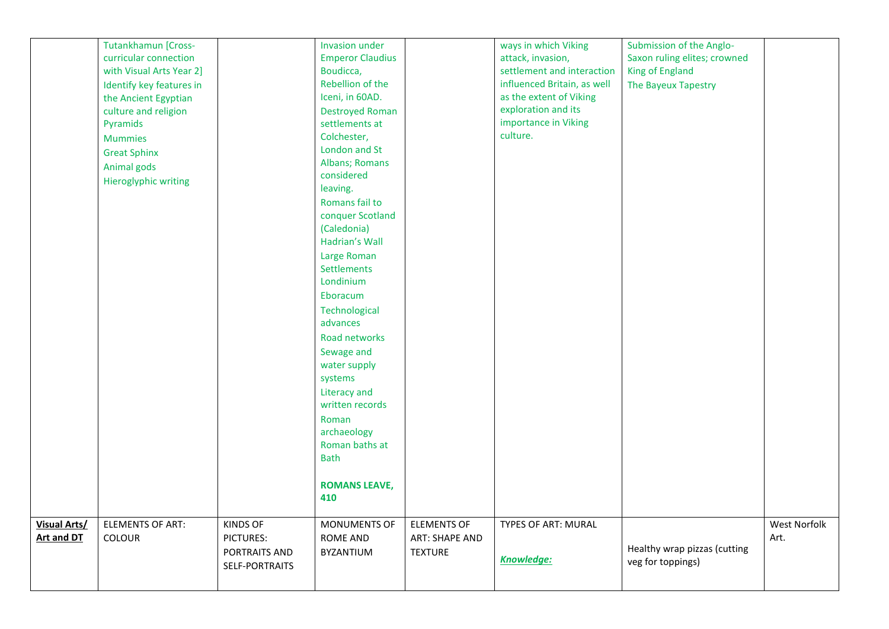| | | | | | | | |
|---|---|---|---|---|---|---|---|
| | Tutankhamun [Cross-curricular connection with Visual Arts Year 2]<br>Identify key features in the Ancient Egyptian culture and religion<br>Pyramids<br>Mummies<br>Great Sphinx<br>Animal gods<br>Hieroglyphic writing | | Invasion under Emperor Claudius<br>Boudicca, Rebellion of the Iceni, in 60AD.<br>Destroyed Roman settlements at Colchester, London and St Albans; Romans considered leaving.<br>Romans fail to conquer Scotland (Caledonia)<br>Hadrian's Wall<br>Large Roman Settlements<br>Londinium<br>Eboracum<br>Technological advances<br>Road networks<br>Sewage and water supply systems<br>Literacy and written records<br>Roman archaeology<br>Roman baths at Bath<br><br>**ROMANS LEAVE, 410** | | ways in which Viking attack, invasion, settlement and interaction influenced Britain, as well as the extent of Viking exploration and its importance in Viking culture. | Submission of the Anglo-Saxon ruling elites; crowned King of England<br>The Bayeux Tapestry | |
| **Visual Arts/ Art and DT** | ELEMENTS OF ART: COLOUR | KINDS OF PICTURES: PORTRAITS AND SELF-PORTRAITS | MONUMENTS OF ROME AND BYZANTIUM | ELEMENTS OF ART: SHAPE AND TEXTURE | TYPES OF ART: MURAL<br><br>***Knowledge:*** | Healthy wrap pizzas (cutting veg for toppings) | West Norfolk Art. |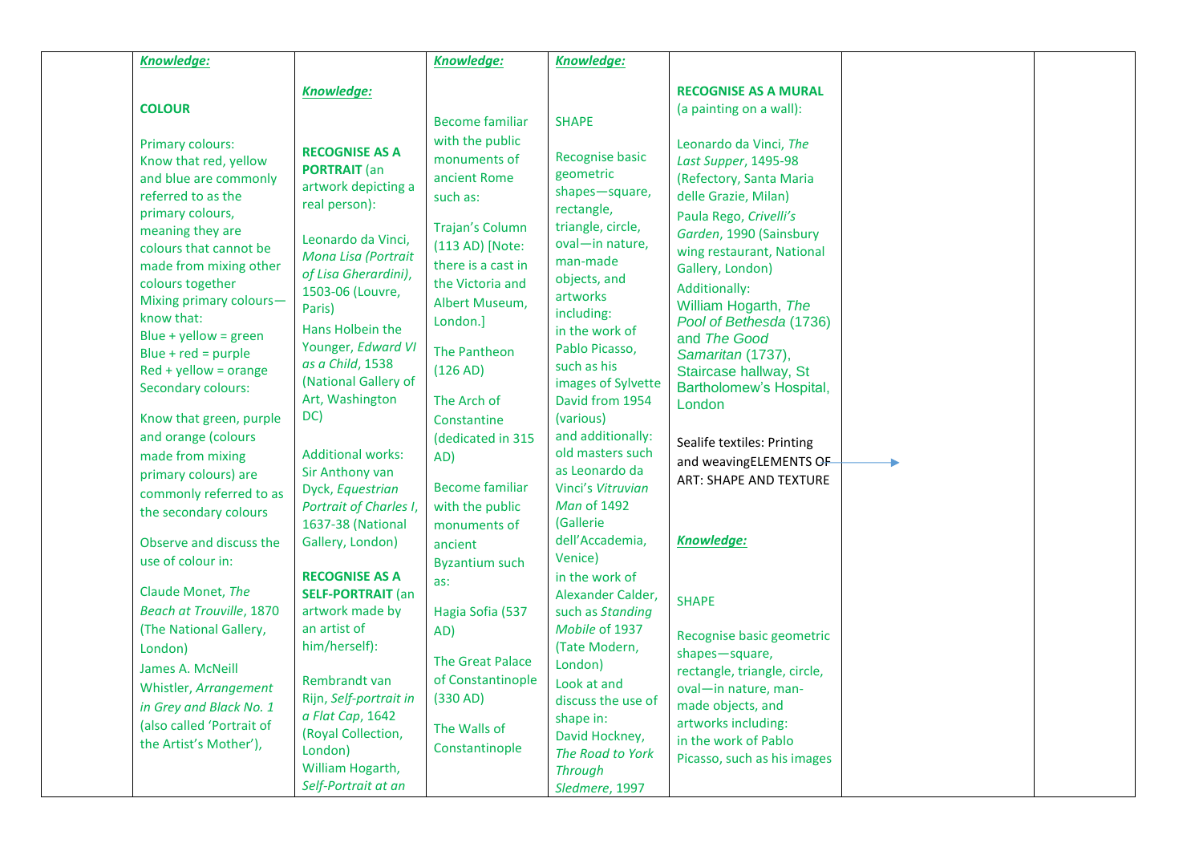| | | | | | | | |
|---|---|---|---|---|---|---|---|
| | ***Knowledge:***<br><br>**COLOUR**<br><br>Primary colours:<br>Know that red, yellow and blue are commonly referred to as the primary colours, meaning they are colours that cannot be made from mixing other colours together<br>Mixing primary colours—know that:<br>Blue + yellow = green<br>Blue + red = purple<br>Red + yellow = orange<br>Secondary colours:<br><br>Know that green, purple and orange (colours made from mixing primary colours) are commonly referred to as the secondary colours<br><br>Observe and discuss the use of colour in:<br><br>Claude Monet, *The Beach at Trouville*, 1870 (The National Gallery, London)<br>James A. McNeill Whistler, *Arrangement in Grey and Black No. 1* (also called 'Portrait of the Artist's Mother'), | ***Knowledge:***<br><br>**RECOGNISE AS A PORTRAIT** (an artwork depicting a real person):<br><br>Leonardo da Vinci, *Mona Lisa (Portrait of Lisa Gherardini)*, 1503-06 (Louvre, Paris)<br>Hans Holbein the Younger, *Edward VI as a Child*, 1538 (National Gallery of Art, Washington DC)<br><br>Additional works:<br>Sir Anthony van Dyck, *Equestrian Portrait of Charles I*, 1637-38 (National Gallery, London)<br><br>**RECOGNISE AS A SELF-PORTRAIT** (an artwork made by an artist of him/herself):<br><br>Rembrandt van Rijn, *Self-portrait in a Flat Cap*, 1642 (Royal Collection, London)<br>William Hogarth, *Self-Portrait at an* | ***Knowledge:***<br><br>Become familiar with the public monuments of ancient Rome such as:<br><br>Trajan's Column (113 AD) [Note: there is a cast in the Victoria and Albert Museum, London.]<br><br>The Pantheon (126 AD)<br><br>The Arch of Constantine (dedicated in 315 AD)<br><br>Become familiar with the public monuments of ancient Byzantium such as:<br><br>Hagia Sofia (537 AD)<br><br>The Great Palace of Constantinople (330 AD)<br><br>The Walls of Constantinople | ***Knowledge:***<br><br>SHAPE<br><br>Recognise basic geometric shapes—square, rectangle, triangle, circle, oval—in nature, man-made objects, and artworks including:<br>in the work of Pablo Picasso, such as his images of Sylvette David from 1954 (various)<br>and additionally: old masters such as Leonardo da Vinci's *Vitruvian Man* of 1492 (Gallerie dell'Accademia, Venice)<br>in the work of Alexander Calder, such as *Standing Mobile* of 1937 (Tate Modern, London)<br>Look at and discuss the use of shape in:<br>David Hockney, *The Road to York Through Sledmere*, 1997 | **RECOGNISE AS A MURAL** (a painting on a wall):<br><br>Leonardo da Vinci, *The Last Supper*, 1495-98 (Refectory, Santa Maria delle Grazie, Milan)<br>Paula Rego, *Crivelli's Garden*, 1990 (Sainsbury wing restaurant, National Gallery, London)<br>Additionally:<br>William Hogarth, *The Pool of Bethesda* (1736) and *The Good Samaritan* (1737), Staircase hallway, St Bartholomew's Hospital, London<br><br>Sealife textiles: Printing and weavingELEMENTS OF ART: SHAPE AND TEXTURE<br><br>***Knowledge:***<br><br>SHAPE<br><br>Recognise basic geometric shapes—square, rectangle, triangle, circle, oval—in nature, man-made objects, and artworks including:<br>in the work of Pablo Picasso, such as his images | | |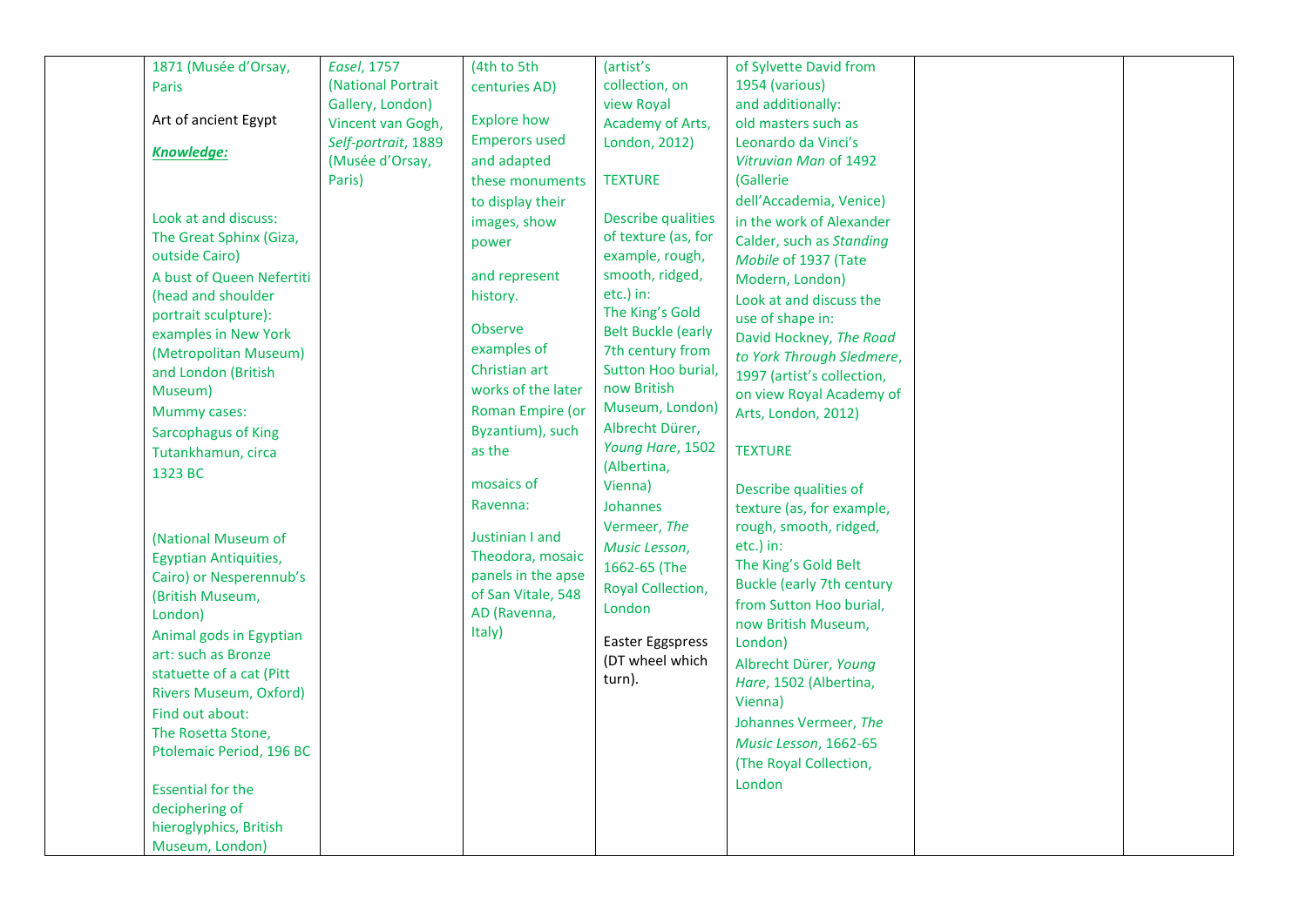|  |  |  |  |  |  |  |  |
|---|---|---|---|---|---|---|---|
|  | 1871 (Musée d'Orsay, Paris<br><br>Art of ancient Egypt<br><br>***Knowledge:***<br><br>Look at and discuss:<br>The Great Sphinx (Giza, outside Cairo)<br>A bust of Queen Nefertiti (head and shoulder portrait sculpture): examples in New York (Metropolitan Museum) and London (British Museum)<br>Mummy cases:<br>Sarcophagus of King Tutankhamun, circa 1323 BC<br><br>(National Museum of Egyptian Antiquities, Cairo) or Nesperennub's (British Museum, London)<br>Animal gods in Egyptian art: such as Bronze statuette of a cat (Pitt Rivers Museum, Oxford)<br>Find out about:<br>The Rosetta Stone, Ptolemaic Period, 196 BC<br><br>Essential for the deciphering of hieroglyphics, British Museum, London) | *Easel*, 1757 (National Portrait Gallery, London)<br>Vincent van Gogh, *Self-portrait*, 1889 (Musée d'Orsay, Paris) | (4th to 5th centuries AD)<br><br>Explore how Emperors used and adapted these monuments to display their images, show power<br><br>and represent history.<br><br>Observe examples of Christian art works of the later Roman Empire (or Byzantium), such as the<br><br>mosaics of Ravenna:<br><br>Justinian I and Theodora, mosaic panels in the apse of San Vitale, 548 AD (Ravenna, Italy) | (artist's collection, on view Royal Academy of Arts, London, 2012)<br><br>TEXTURE<br><br>Describe qualities of texture (as, for example, rough, smooth, ridged, etc.) in:<br>The King's Gold Belt Buckle (early 7th century from Sutton Hoo burial, now British Museum, London)<br>Albrecht Dürer, *Young Hare*, 1502 (Albertina, Vienna)<br>Johannes Vermeer, *The Music Lesson*, 1662-65 (The Royal Collection, London<br><br>Easter Eggspress (DT wheel which turn). | of Sylvette David from 1954 (various)<br>and additionally:<br>old masters such as Leonardo da Vinci's *Vitruvian Man* of 1492 (Gallerie dell'Accademia, Venice)<br>in the work of Alexander Calder, such as *Standing Mobile* of 1937 (Tate Modern, London)<br>Look at and discuss the use of shape in:<br>David Hockney, *The Road to York Through Sledmere*, 1997 (artist's collection, on view Royal Academy of Arts, London, 2012)<br><br>TEXTURE<br><br>Describe qualities of texture (as, for example, rough, smooth, ridged, etc.) in:<br>The King's Gold Belt Buckle (early 7th century from Sutton Hoo burial, now British Museum, London)<br>Albrecht Dürer, *Young Hare*, 1502 (Albertina, Vienna)<br>Johannes Vermeer, *The Music Lesson*, 1662-65 (The Royal Collection, London |  |  |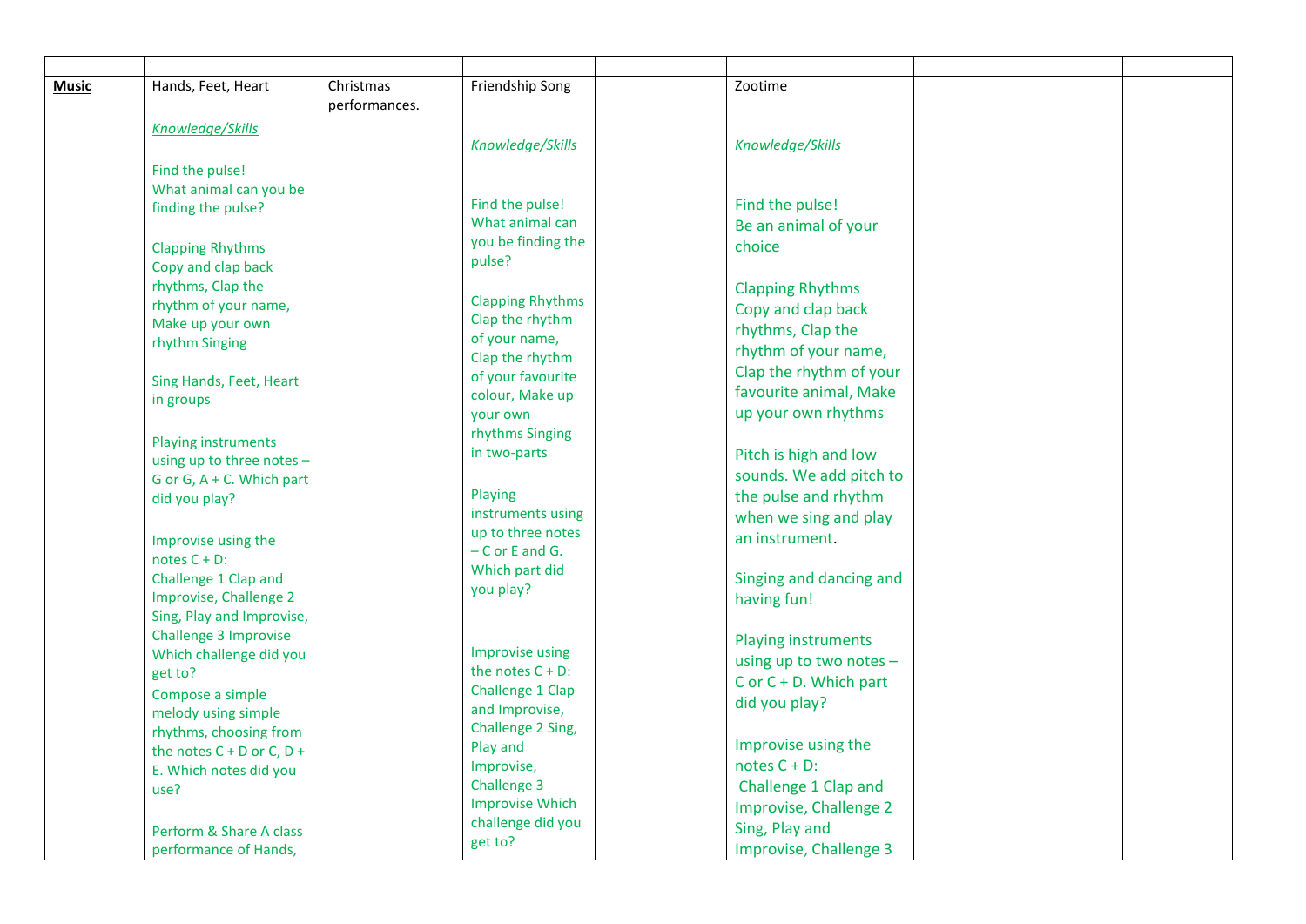| | | | | | | | |
|---|---|---|---|---|---|---|---|
| **Music** | Hands, Feet, Heart<br><br>*Knowledge/Skills*<br><br>Find the pulse!<br>What animal can you be finding the pulse?<br><br>Clapping Rhythms<br>Copy and clap back rhythms, Clap the rhythm of your name, Make up your own rhythm Singing<br><br>Sing Hands, Feet, Heart in groups<br><br>Playing instruments using up to three notes – G or G, A + C. Which part did you play?<br><br>Improvise using the notes C + D:<br>Challenge 1 Clap and Improvise, Challenge 2 Sing, Play and Improvise, Challenge 3 Improvise Which challenge did you get to?<br>Compose a simple melody using simple rhythms, choosing from the notes C + D or C, D + E. Which notes did you use?<br><br>Perform & Share A class performance of Hands, | Christmas performances. | Friendship Song<br><br>*Knowledge/Skills*<br><br>Find the pulse!<br>What animal can you be finding the pulse?<br><br>Clapping Rhythms<br>Clap the rhythm of your name, Clap the rhythm of your favourite colour, Make up your own rhythms Singing in two-parts<br><br>Playing instruments using up to three notes – C or E and G. Which part did you play?<br><br>Improvise using the notes C + D:<br>Challenge 1 Clap and Improvise, Challenge 2 Sing, Play and Improvise, Challenge 3 Improvise Which challenge did you get to? | | Zootime<br><br>*Knowledge/Skills*<br><br>Find the pulse!<br>Be an animal of your choice<br><br>Clapping Rhythms<br>Copy and clap back rhythms, Clap the rhythm of your name, Clap the rhythm of your favourite animal, Make up your own rhythms<br><br>Pitch is high and low sounds. We add pitch to the pulse and rhythm when we sing and play an instrument.<br><br>Singing and dancing and having fun!<br><br>Playing instruments using up to two notes – C or C + D. Which part did you play?<br><br>Improvise using the notes C + D:<br>Challenge 1 Clap and Improvise, Challenge 2 Sing, Play and Improvise, Challenge 3 | | |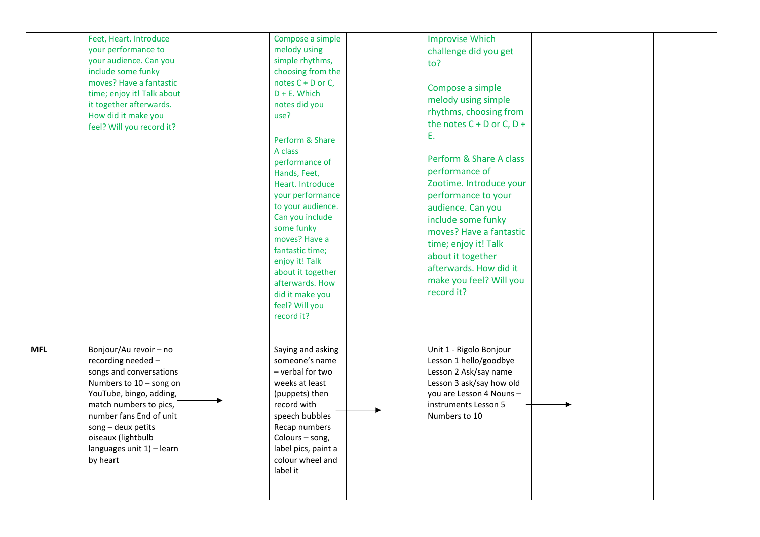| | | | | | | | |
|---|---|---|---|---|---|---|---|
| | Feet, Heart. Introduce your performance to your audience. Can you include some funky moves? Have a fantastic time; enjoy it! Talk about it together afterwards. How did it make you feel? Will you record it? | | Compose a simple melody using simple rhythms, choosing from the notes C + D or C, D + E. Which notes did you use?<br><br>Perform & Share A class performance of Hands, Feet, Heart. Introduce your performance to your audience. Can you include some funky moves? Have a fantastic time; enjoy it! Talk about it together afterwards. How did it make you feel? Will you record it? | | Improvise Which challenge did you get to?<br><br>Compose a simple melody using simple rhythms, choosing from the notes C + D or C, D + E.<br><br>Perform & Share A class performance of Zootime. Introduce your performance to your audience. Can you include some funky moves? Have a fantastic time; enjoy it! Talk about it together afterwards. How did it make you feel? Will you record it? | | |
| **MFL** | Bonjour/Au revoir – no recording needed – songs and conversations Numbers to 10 – song on YouTube, bingo, adding, match numbers to pics, number fans End of unit song – deux petits oiseaux (lightbulb languages unit 1) – learn by heart | → | Saying and asking someone's name – verbal for two weeks at least (puppets) then record with speech bubbles Recap numbers Colours – song, label pics, paint a colour wheel and label it | → | Unit 1 - Rigolo Bonjour Lesson 1 hello/goodbye Lesson 2 Ask/say name Lesson 3 ask/say how old you are Lesson 4 Nouns – instruments Lesson 5 Numbers to 10 | → | |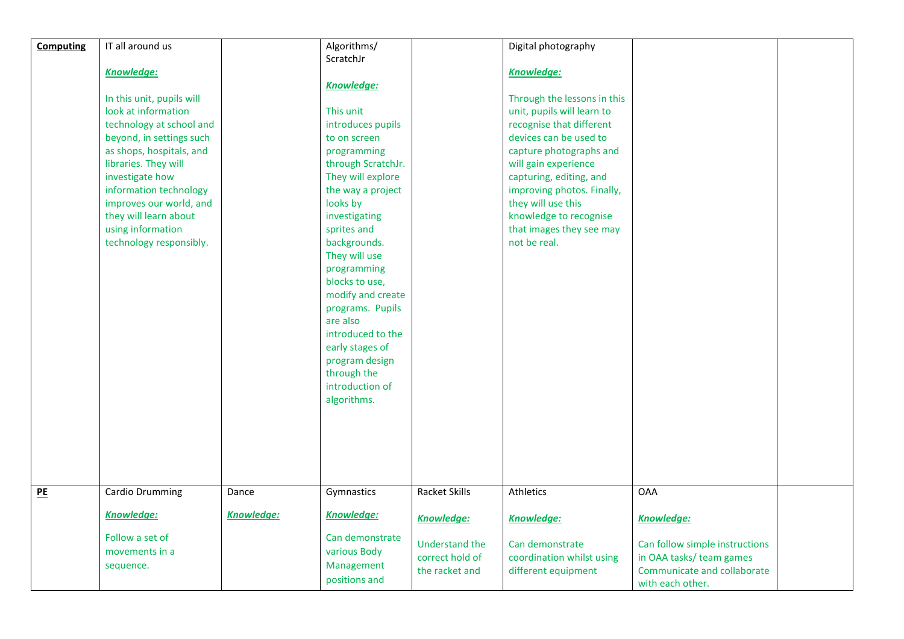| **Computing** | IT all around us<br><br>***Knowledge:***<br><br>In this unit, pupils will look at information technology at school and beyond, in settings such as shops, hospitals, and libraries. They will investigate how information technology improves our world, and they will learn about using information technology responsibly. | | Algorithms/ ScratchJr<br><br>***Knowledge:***<br><br>This unit introduces pupils to on screen programming through ScratchJr. They will explore the way a project looks by investigating sprites and backgrounds. They will use programming blocks to use, modify and create programs. Pupils are also introduced to the early stages of program design through the introduction of algorithms. | | Digital photography<br><br>***Knowledge:***<br><br>Through the lessons in this unit, pupils will learn to recognise that different devices can be used to capture photographs and will gain experience capturing, editing, and improving photos. Finally, they will use this knowledge to recognise that images they see may not be real. | | |
|---|---|---|---|---|---|---|---|
| **PE** | Cardio Drumming<br><br>***Knowledge:***<br><br>Follow a set of movements in a sequence. | Dance<br><br>***Knowledge:*** | Gymnastics<br><br>***Knowledge:***<br><br>Can demonstrate various Body Management positions and | Racket Skills<br><br>***Knowledge:***<br><br>Understand the correct hold of the racket and | Athletics<br><br>***Knowledge:***<br><br>Can demonstrate coordination whilst using different equipment | OAA<br><br>***Knowledge:***<br><br>Can follow simple instructions in OAA tasks/ team games Communicate and collaborate with each other. | |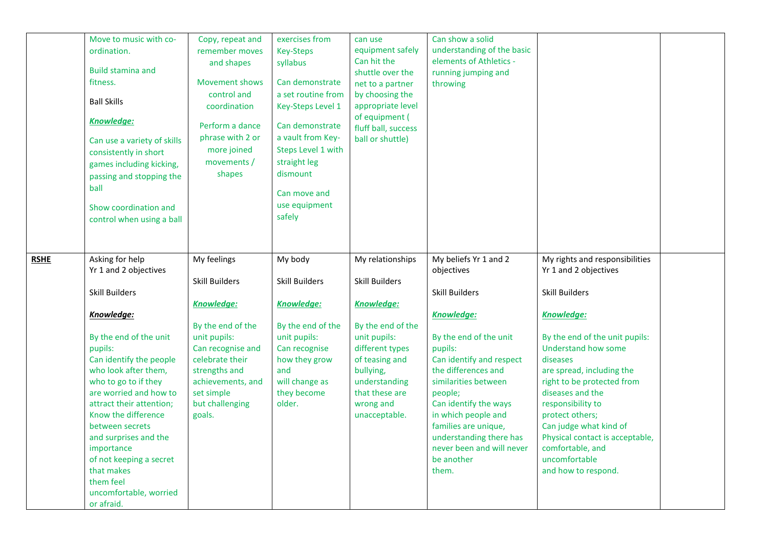| | | | | | | | |
|---|---|---|---|---|---|---|---|
| | Move to music with co-ordination.<br><br>Build stamina and fitness.<br><br>Ball Skills<br><br>***Knowledge:***<br><br>Can use a variety of skills consistently in short games including kicking, passing and stopping the ball<br><br>Show coordination and control when using a ball | Copy, repeat and remember moves and shapes<br><br>Movement shows control and coordination<br><br>Perform a dance phrase with 2 or more joined movements / shapes | exercises from Key-Steps syllabus<br><br>Can demonstrate a set routine from Key-Steps Level 1<br><br>Can demonstrate a vault from Key-Steps Level 1 with straight leg dismount<br><br>Can move and use equipment safely | can use equipment safely Can hit the shuttle over the net to a partner by choosing the appropriate level of equipment ( fluff ball, success ball or shuttle) | Can show a solid understanding of the basic elements of Athletics - running jumping and throwing | | |
| **RSHE** | Asking for help<br>Yr 1 and 2 objectives<br><br>Skill Builders<br><br>***Knowledge:***<br><br>By the end of the unit pupils:<br>Can identify the people who look after them, who to go to if they are worried and how to attract their attention;<br>Know the difference between secrets and surprises and the importance of not keeping a secret that makes them feel uncomfortable, worried or afraid. | My feelings<br><br>Skill Builders<br><br>***Knowledge:***<br><br>By the end of the unit pupils:<br>Can recognise and celebrate their strengths and achievements, and set simple but challenging goals. | My body<br><br>Skill Builders<br><br>***Knowledge:***<br><br>By the end of the unit pupils:<br>Can recognise how they grow and will change as they become older. | My relationships<br><br>Skill Builders<br><br>***Knowledge:***<br><br>By the end of the unit pupils:<br>different types of teasing and bullying, understanding that these are wrong and unacceptable. | My beliefs Yr 1 and 2 objectives<br><br>Skill Builders<br><br>***Knowledge:***<br><br>By the end of the unit pupils:<br>Can identify and respect the differences and similarities between people;<br>Can identify the ways in which people and families are unique, understanding there has never been and will never be another them. | My rights and responsibilities Yr 1 and 2 objectives<br><br>Skill Builders<br><br>***Knowledge:***<br><br>By the end of the unit pupils:<br>Understand how some diseases are spread, including the right to be protected from diseases and the responsibility to protect others;<br>Can judge what kind of Physical contact is acceptable, comfortable, and uncomfortable and how to respond. | |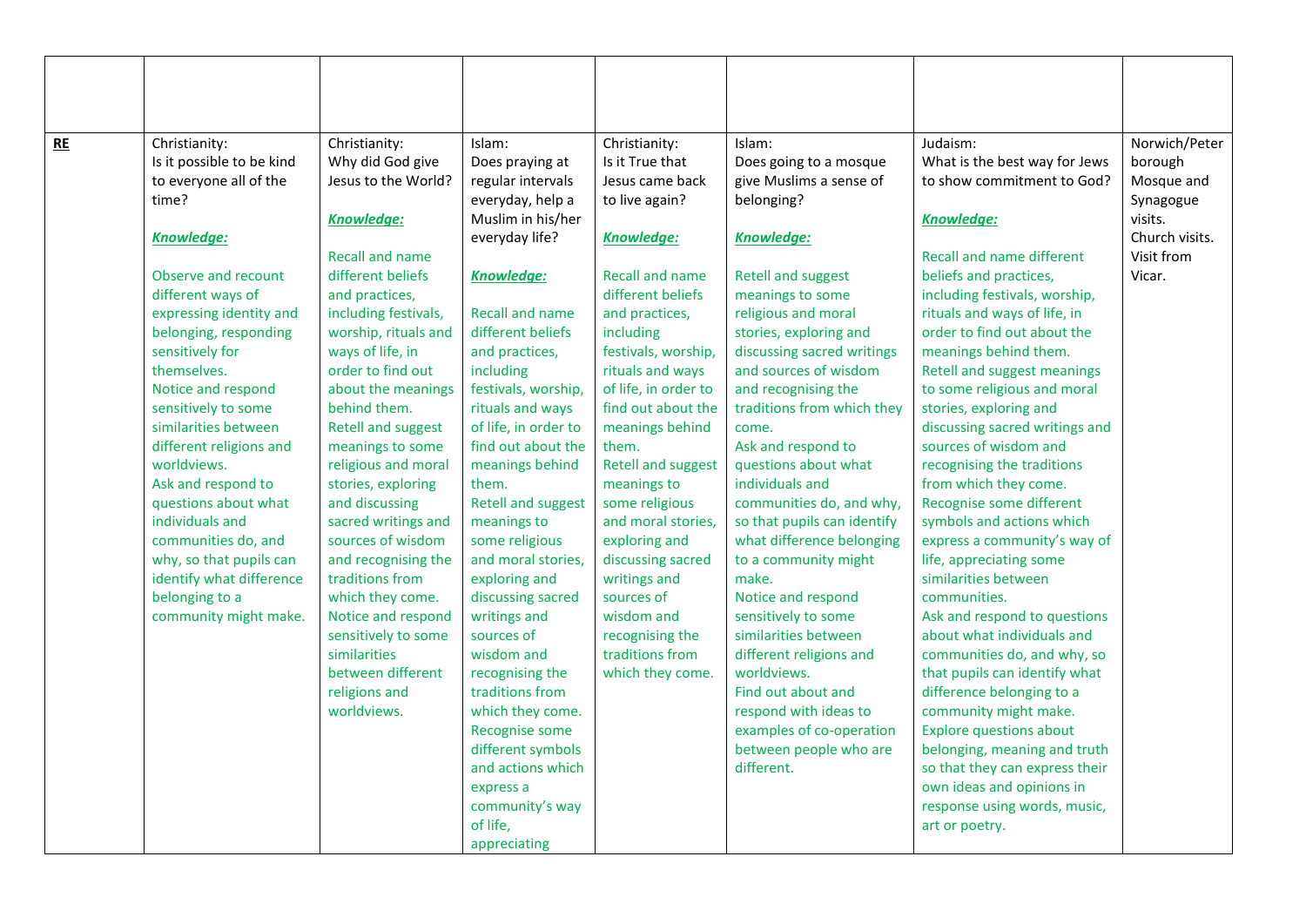| | | | | | | | |
|---|---|---|---|---|---|---|---|
| **RE** | Christianity:<br>Is it possible to be kind to everyone all of the time?<br><br>***Knowledge:***<br><br>Observe and recount different ways of expressing identity and belonging, responding sensitively for themselves.<br>Notice and respond sensitively to some similarities between different religions and worldviews.<br>Ask and respond to questions about what individuals and communities do, and why, so that pupils can identify what difference belonging to a community might make. | Christianity:<br>Why did God give Jesus to the World?<br><br>***Knowledge:***<br><br>Recall and name different beliefs and practices, including festivals, worship, rituals and ways of life, in order to find out about the meanings behind them.<br>Retell and suggest meanings to some religious and moral stories, exploring and discussing sacred writings and sources of wisdom and recognising the traditions from which they come.<br>Notice and respond sensitively to some similarities between different religions and worldviews. | Islam:<br>Does praying at regular intervals everyday, help a Muslim in his/her everyday life?<br><br>***Knowledge:***<br><br>Recall and name different beliefs and practices, including festivals, worship, rituals and ways of life, in order to find out about the meanings behind them.<br>Retell and suggest meanings to some religious and moral stories, exploring and discussing sacred writings and sources of wisdom and recognising the traditions from which they come.<br>Recognise some different symbols and actions which express a community's way of life, appreciating | Christianity:<br>Is it True that Jesus came back to live again?<br><br>***Knowledge:***<br><br>Recall and name different beliefs and practices, including festivals, worship, rituals and ways of life, in order to find out about the meanings behind them.<br>Retell and suggest meanings to some religious and moral stories, exploring and discussing sacred writings and sources of wisdom and recognising the traditions from which they come. | Islam:<br>Does going to a mosque give Muslims a sense of belonging?<br><br>***Knowledge:***<br><br>Retell and suggest meanings to some religious and moral stories, exploring and discussing sacred writings and sources of wisdom and recognising the traditions from which they come.<br>Ask and respond to questions about what individuals and communities do, and why, so that pupils can identify what difference belonging to a community might make.<br>Notice and respond sensitively to some similarities between different religions and worldviews.<br>Find out about and respond with ideas to examples of co-operation between people who are different. | Judaism:<br>What is the best way for Jews to show commitment to God?<br><br>***Knowledge:***<br><br>Recall and name different beliefs and practices, including festivals, worship, rituals and ways of life, in order to find out about the meanings behind them.<br>Retell and suggest meanings to some religious and moral stories, exploring and discussing sacred writings and sources of wisdom and recognising the traditions from which they come.<br>Recognise some different symbols and actions which express a community's way of life, appreciating some similarities between communities.<br>Ask and respond to questions about what individuals and communities do, and why, so that pupils can identify what difference belonging to a community might make.<br>Explore questions about belonging, meaning and truth so that they can express their own ideas and opinions in response using words, music, art or poetry. | Norwich/Peterborough Mosque and Synagogue visits.<br>Church visits.<br>Visit from Vicar. |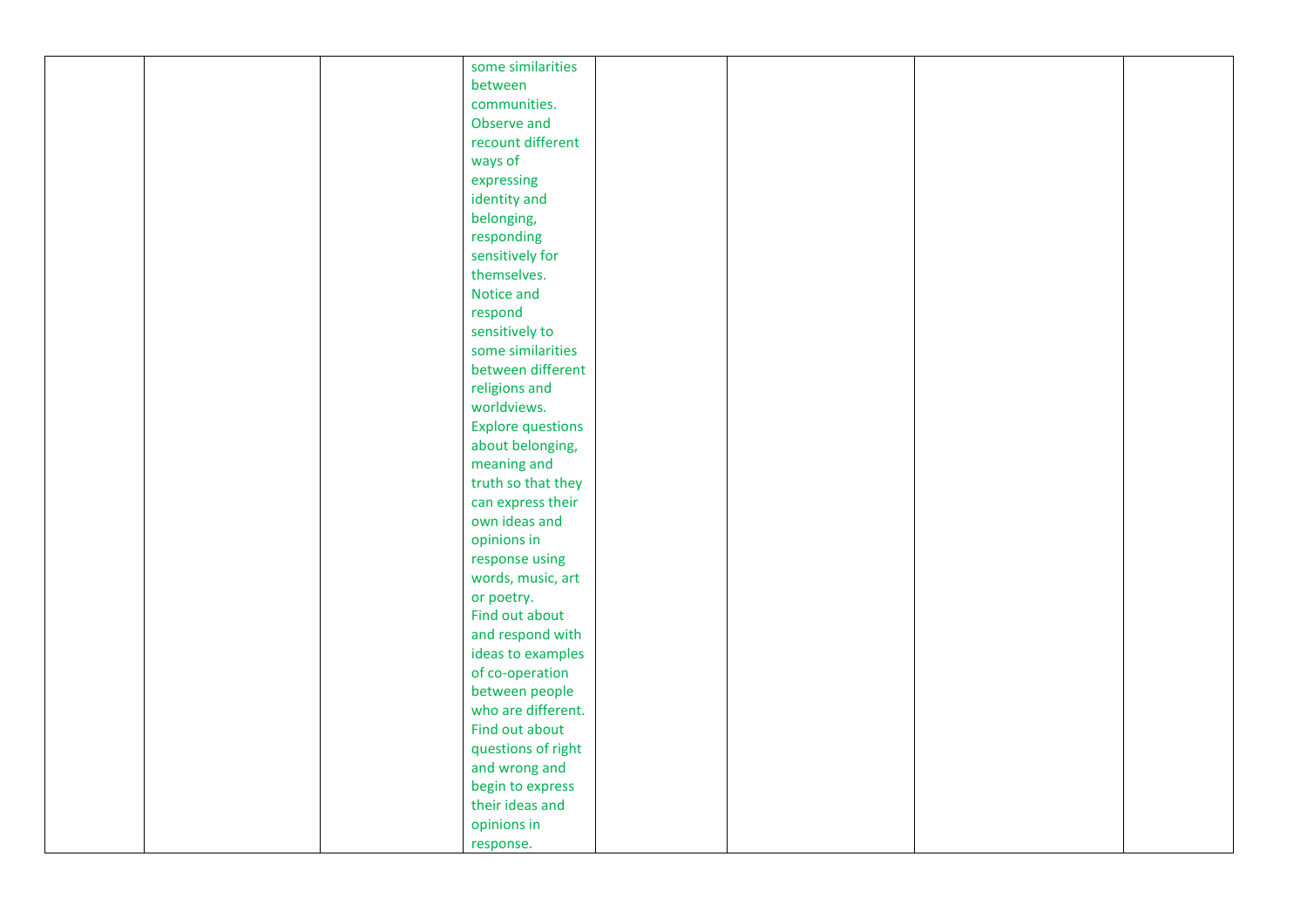| | | | | | | | |
|---|---|---|---|---|---|---|---|
| | | | some similarities between communities. Observe and recount different ways of expressing identity and belonging, responding sensitively for themselves. Notice and respond sensitively to some similarities between different religions and worldviews. Explore questions about belonging, meaning and truth so that they can express their own ideas and opinions in response using words, music, art or poetry. Find out about and respond with ideas to examples of co-operation between people who are different. Find out about questions of right and wrong and begin to express their ideas and opinions in response. | | | | |